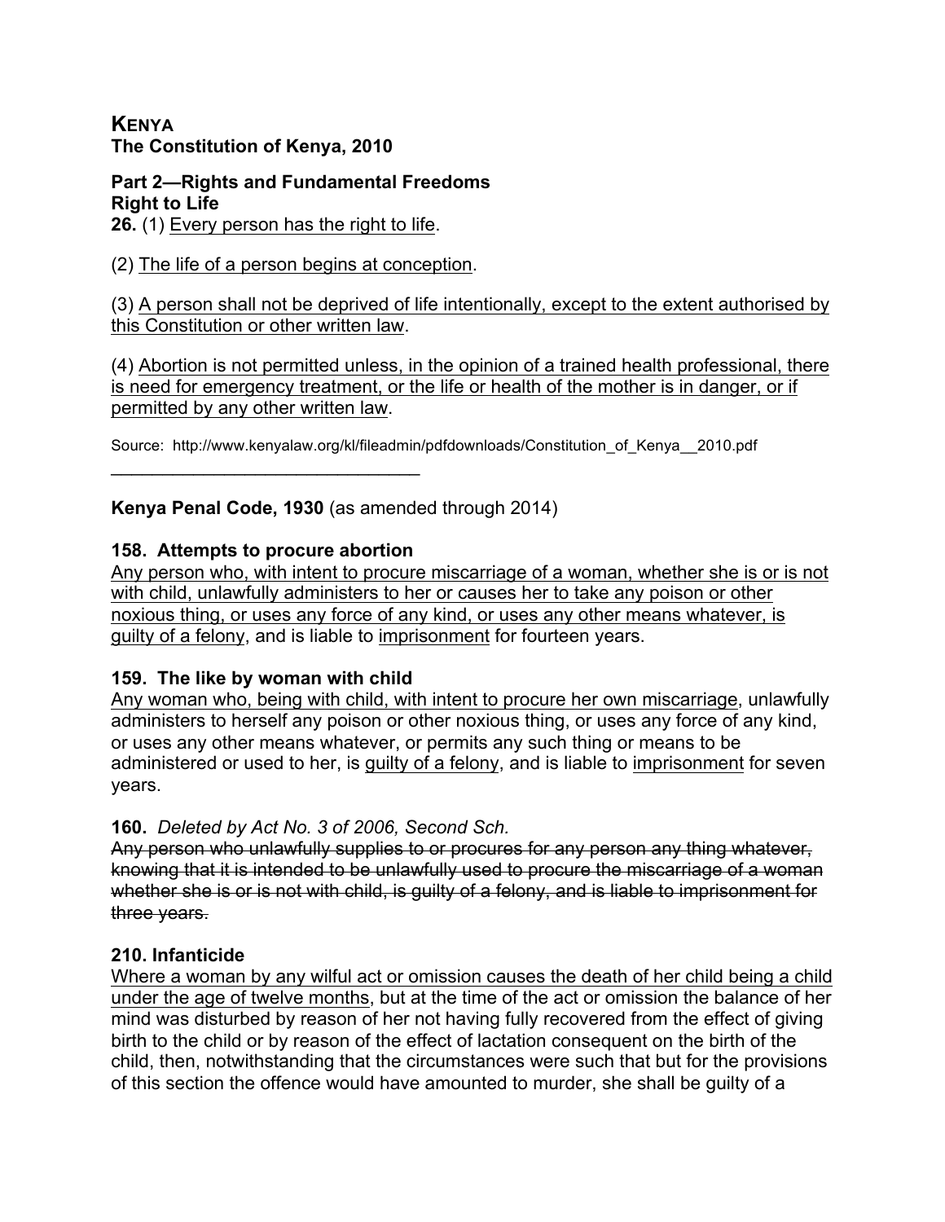## KENYA
### The Constitution of Kenya, 2010

**Part 2—Rights and Fundamental Freedoms**
**Right to Life**
**26.** (1) Every person has the right to life.

(2) The life of a person begins at conception.

(3) A person shall not be deprived of life intentionally, except to the extent authorised by this Constitution or other written law.

(4) Abortion is not permitted unless, in the opinion of a trained health professional, there is need for emergency treatment, or the life or health of the mother is in danger, or if permitted by any other written law.

Source: http://www.kenyalaw.org/kl/fileadmin/pdfdownloads/Constitution_of_Kenya__2010.pdf

---

**Kenya Penal Code, 1930** (as amended through 2014)

**158. Attempts to procure abortion**
Any person who, with intent to procure miscarriage of a woman, whether she is or is not with child, unlawfully administers to her or causes her to take any poison or other noxious thing, or uses any force of any kind, or uses any other means whatever, is guilty of a felony, and is liable to imprisonment for fourteen years.

**159. The like by woman with child**
Any woman who, being with child, with intent to procure her own miscarriage, unlawfully administers to herself any poison or other noxious thing, or uses any force of any kind, or uses any other means whatever, or permits any such thing or means to be administered or used to her, is guilty of a felony, and is liable to imprisonment for seven years.

**160.** *Deleted by Act No. 3 of 2006, Second Sch.*
~~Any person who unlawfully supplies to or procures for any person any thing whatever, knowing that it is intended to be unlawfully used to procure the miscarriage of a woman whether she is or is not with child, is guilty of a felony, and is liable to imprisonment for three years.~~

**210. Infanticide**
Where a woman by any wilful act or omission causes the death of her child being a child under the age of twelve months, but at the time of the act or omission the balance of her mind was disturbed by reason of her not having fully recovered from the effect of giving birth to the child or by reason of the effect of lactation consequent on the birth of the child, then, notwithstanding that the circumstances were such that but for the provisions of this section the offence would have amounted to murder, she shall be guilty of a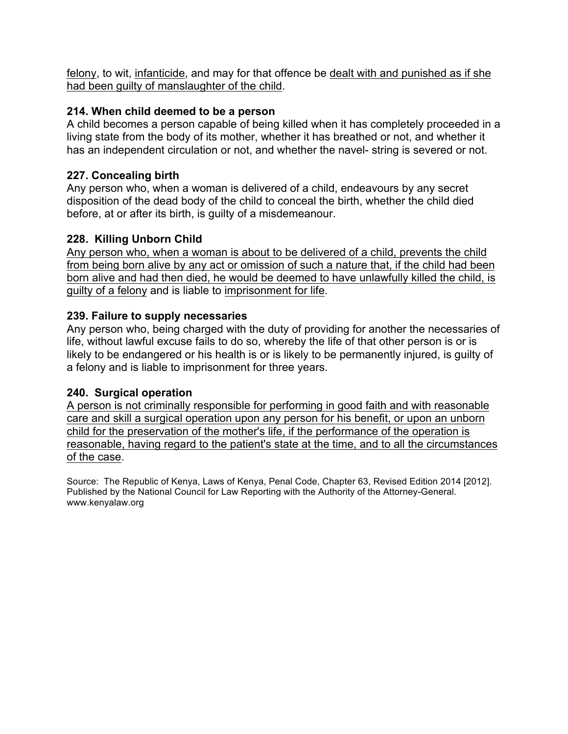felony, to wit, infanticide, and may for that offence be dealt with and punished as if she had been guilty of manslaughter of the child.

**214. When child deemed to be a person**

A child becomes a person capable of being killed when it has completely proceeded in a living state from the body of its mother, whether it has breathed or not, and whether it has an independent circulation or not, and whether the navel- string is severed or not.

**227. Concealing birth**

Any person who, when a woman is delivered of a child, endeavours by any secret disposition of the dead body of the child to conceal the birth, whether the child died before, at or after its birth, is guilty of a misdemeanour.

**228. Killing Unborn Child**

Any person who, when a woman is about to be delivered of a child, prevents the child from being born alive by any act or omission of such a nature that, if the child had been born alive and had then died, he would be deemed to have unlawfully killed the child, is guilty of a felony and is liable to imprisonment for life.

**239. Failure to supply necessaries**

Any person who, being charged with the duty of providing for another the necessaries of life, without lawful excuse fails to do so, whereby the life of that other person is or is likely to be endangered or his health is or is likely to be permanently injured, is guilty of a felony and is liable to imprisonment for three years.

**240. Surgical operation**

A person is not criminally responsible for performing in good faith and with reasonable care and skill a surgical operation upon any person for his benefit, or upon an unborn child for the preservation of the mother's life, if the performance of the operation is reasonable, having regard to the patient's state at the time, and to all the circumstances of the case.

Source: The Republic of Kenya, Laws of Kenya, Penal Code, Chapter 63, Revised Edition 2014 [2012]. Published by the National Council for Law Reporting with the Authority of the Attorney-General. www.kenyalaw.org